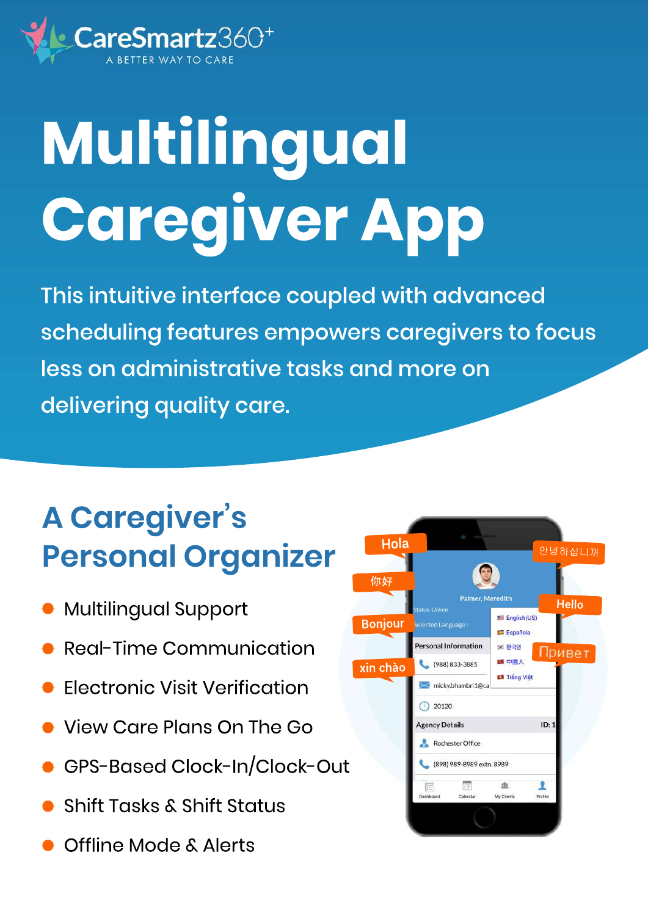CareSmartz360+

A BETTER WAY TO CARE

# Multilingual Caregiver App

This intuitive interface coupled with advanced scheduling features empowers caregivers to focus less on administrative tasks and more on delivering quality care.

## A Caregiver's Personal Organizer

- Multilingual Support
- Real-Time Communication
- Electronic Visit Verification
- View Care Plans On The Go
- GPS-Based Clock-In/Clock-Out
- Shift Tasks & Shift Status
- Offline Mode & Alerts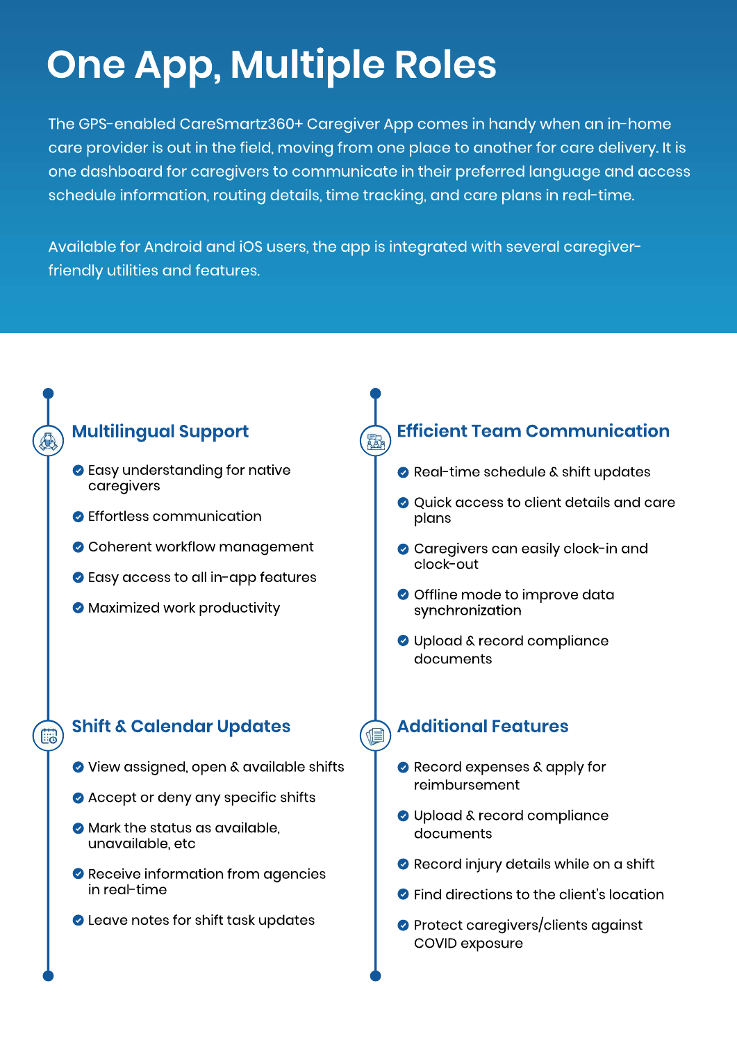# One App, Multiple Roles

The GPS-enabled CareSmartz360+ Caregiver App comes in handy when an in-home care provider is out in the field, moving from one place to another for care delivery. It is one dashboard for caregivers to communicate in their preferred language and access schedule information, routing details, time tracking, and care plans in real-time.

Available for Android and iOS users, the app is integrated with several caregiver-friendly utilities and features.

## Multilingual Support

- Easy understanding for native caregivers
- Effortless communication
- Coherent workflow management
- Easy access to all in-app features
- Maximized work productivity

## Shift & Calendar Updates

- View assigned, open & available shifts
- Accept or deny any specific shifts
- Mark the status as available, unavailable, etc
- Receive information from agencies in real-time
- Leave notes for shift task updates

## Efficient Team Communication

- Real-time schedule & shift updates
- Quick access to client details and care plans
- Caregivers can easily clock-in and clock-out
- Offline mode to improve data synchronization
- Upload & record compliance documents

## Additional Features

- Record expenses & apply for reimbursement
- Upload & record compliance documents
- Record injury details while on a shift
- Find directions to the client's location
- Protect caregivers/clients against COVID exposure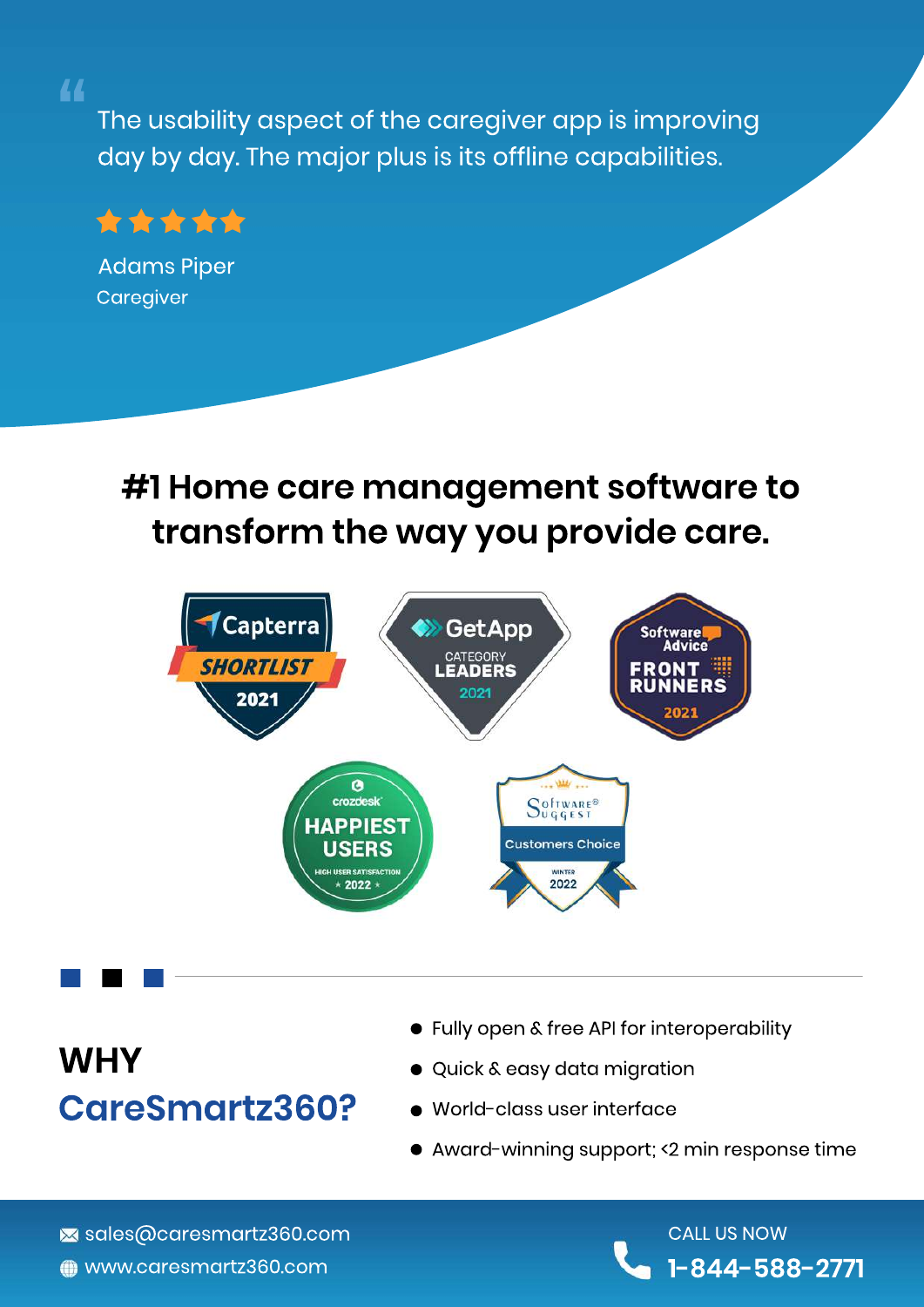> The usability aspect of the caregiver app is improving day by day. The major plus is its offline capabilities.

★★★★★

Adams Piper
Caregiver

## #1 Home care management software to transform the way you provide care.

Capterra SHORTLIST 2021

GetApp CATEGORY LEADERS 2021

Software Advice FRONT RUNNERS 2021

crozdesk HAPPIEST USERS HIGH USER SATISFACTION 2022

Software Suggest Customers Choice WINTER 2022

## WHY CareSmartz360?

- Fully open & free API for interoperability
- Quick & easy data migration
- World-class user interface
- Award-winning support; <2 min response time

sales@caresmartz360.com
www.caresmartz360.com

CALL US NOW
**1-844-588-2771**